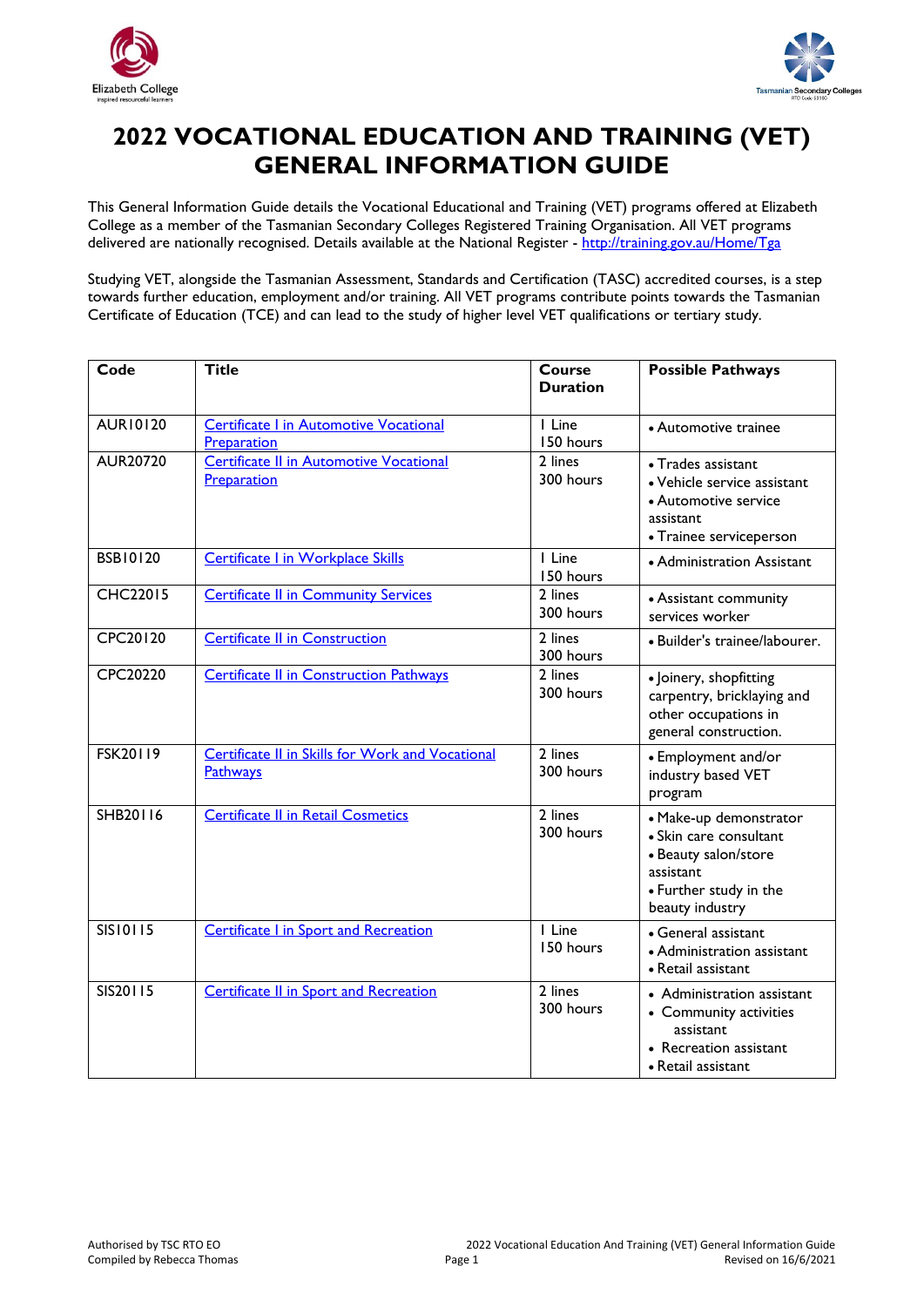# 2022 VOCATIONAL EDUCATION AND TRAINING (VET) GENERAL INFORMATION GUIDE

This General Information Guide details the Vocational Educational and Training (VET) programs offered at Elizabeth College as a member of the Tasmanian Secondary Colleges Registered Training Organisation. All VET programs delivered are nationally recognised. Details available at the National Register - http://training.gov.au/Home/Tga

Studying VET, alongside the Tasmanian Assessment, Standards and Certification (TASC) accredited courses, is a step towards further education, employment and/or training. All VET programs contribute points towards the Tasmanian Certificate of Education (TCE) and can lead to the study of higher level VET qualifications or tertiary study.

| Code | Title | Course Duration | Possible Pathways |
|---|---|---|---|
| AUR10120 | Certificate I in Automotive Vocational Preparation | 1 Line<br>150 hours | • Automotive trainee |
| AUR20720 | Certificate II in Automotive Vocational Preparation | 2 lines<br>300 hours | • Trades assistant<br>• Vehicle service assistant<br>• Automotive service assistant<br>• Trainee serviceperson |
| BSB10120 | Certificate I in Workplace Skills | 1 Line<br>150 hours | • Administration Assistant |
| CHC22015 | Certificate II in Community Services | 2 lines<br>300 hours | • Assistant community services worker |
| CPC20120 | Certificate II in Construction | 2 lines<br>300 hours | • Builder's trainee/labourer. |
| CPC20220 | Certificate II in Construction Pathways | 2 lines<br>300 hours | • Joinery, shopfitting carpentry, bricklaying and other occupations in general construction. |
| FSK20119 | Certificate II in Skills for Work and Vocational Pathways | 2 lines<br>300 hours | • Employment and/or industry based VET program |
| SHB20116 | Certificate II in Retail Cosmetics | 2 lines<br>300 hours | • Make-up demonstrator<br>• Skin care consultant<br>• Beauty salon/store assistant<br>• Further study in the beauty industry |
| SIS10115 | Certificate I in Sport and Recreation | 1 Line<br>150 hours | • General assistant<br>• Administration assistant<br>• Retail assistant |
| SIS20115 | Certificate II in Sport and Recreation | 2 lines<br>300 hours | • Administration assistant<br>• Community activities assistant<br>• Recreation assistant<br>• Retail assistant |

Authorised by TSC RTO EO
Compiled by Rebecca Thomas
Revised on 16/6/2021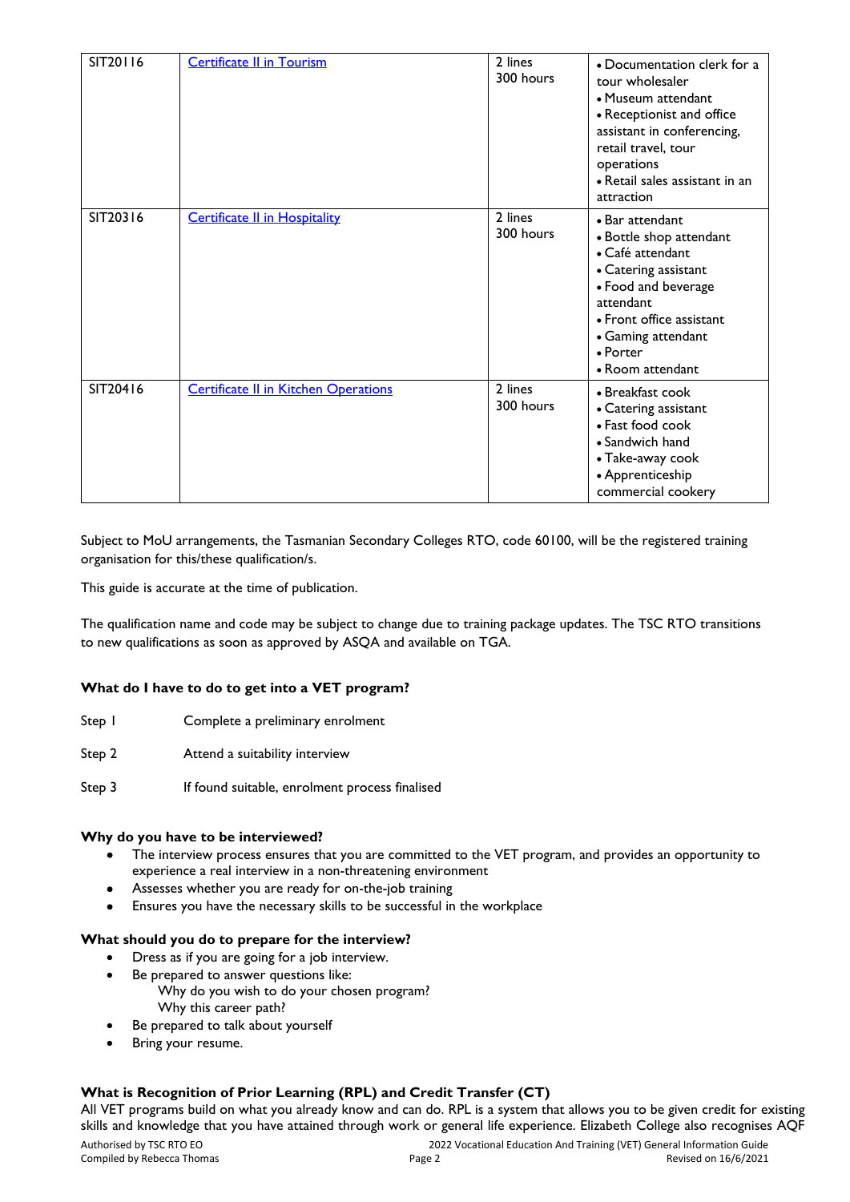| | | | |
|---|---|---|---|
| SIT20116 | Certificate II in Tourism | 2 lines 300 hours | • Documentation clerk for a tour wholesaler<br>• Museum attendant<br>• Receptionist and office assistant in conferencing, retail travel, tour operations<br>• Retail sales assistant in an attraction |
| SIT20316 | Certificate II in Hospitality | 2 lines 300 hours | • Bar attendant<br>• Bottle shop attendant<br>• Café attendant<br>• Catering assistant<br>• Food and beverage attendant<br>• Front office assistant<br>• Gaming attendant<br>• Porter<br>• Room attendant |
| SIT20416 | Certificate II in Kitchen Operations | 2 lines 300 hours | • Breakfast cook<br>• Catering assistant<br>• Fast food cook<br>• Sandwich hand<br>• Take-away cook<br>• Apprenticeship commercial cookery |

Subject to MoU arrangements, the Tasmanian Secondary Colleges RTO, code 60100, will be the registered training organisation for this/these qualification/s.

This guide is accurate at the time of publication.

The qualification name and code may be subject to change due to training package updates. The TSC RTO transitions to new qualifications as soon as approved by ASQA and available on TGA.

**What do I have to do to get into a VET program?**

Step 1 Complete a preliminary enrolment

Step 2 Attend a suitability interview

Step 3 If found suitable, enrolment process finalised

**Why do you have to be interviewed?**

- The interview process ensures that you are committed to the VET program, and provides an opportunity to experience a real interview in a non-threatening environment
- Assesses whether you are ready for on-the-job training
- Ensures you have the necessary skills to be successful in the workplace

**What should you do to prepare for the interview?**

- Dress as if you are going for a job interview.
- Be prepared to answer questions like:
  - Why do you wish to do your chosen program?
  - Why this career path?
- Be prepared to talk about yourself
- Bring your resume.

**What is Recognition of Prior Learning (RPL) and Credit Transfer (CT)**

All VET programs build on what you already know and can do. RPL is a system that allows you to be given credit for existing skills and knowledge that you have attained through work or general life experience. Elizabeth College also recognises AQF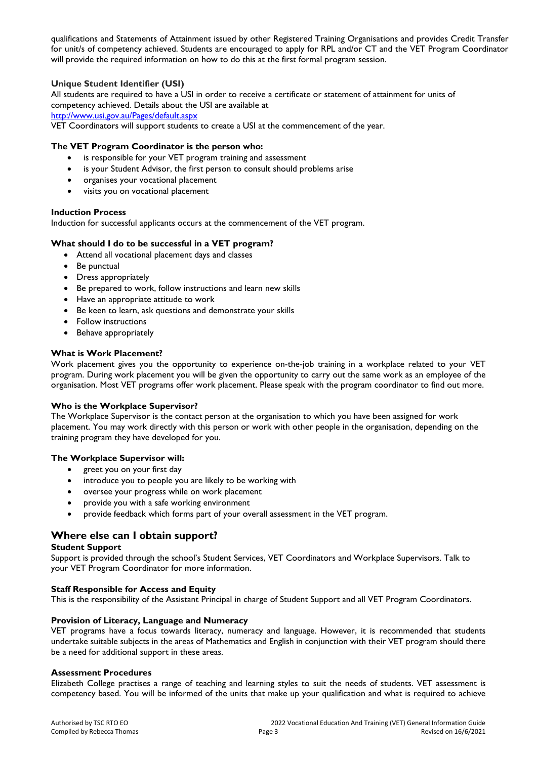qualifications and Statements of Attainment issued by other Registered Training Organisations and provides Credit Transfer for unit/s of competency achieved. Students are encouraged to apply for RPL and/or CT and the VET Program Coordinator will provide the required information on how to do this at the first formal program session.

### Unique Student Identifier (USI)

All students are required to have a USI in order to receive a certificate or statement of attainment for units of competency achieved. Details about the USI are available at
http://www.usi.gov.au/Pages/default.aspx
VET Coordinators will support students to create a USI at the commencement of the year.

### The VET Program Coordinator is the person who:

- is responsible for your VET program training and assessment
- is your Student Advisor, the first person to consult should problems arise
- organises your vocational placement
- visits you on vocational placement

### Induction Process

Induction for successful applicants occurs at the commencement of the VET program.

### What should I do to be successful in a VET program?

- Attend all vocational placement days and classes
- Be punctual
- Dress appropriately
- Be prepared to work, follow instructions and learn new skills
- Have an appropriate attitude to work
- Be keen to learn, ask questions and demonstrate your skills
- Follow instructions
- Behave appropriately

### What is Work Placement?

Work placement gives you the opportunity to experience on-the-job training in a workplace related to your VET program. During work placement you will be given the opportunity to carry out the same work as an employee of the organisation. Most VET programs offer work placement. Please speak with the program coordinator to find out more.

### Who is the Workplace Supervisor?

The Workplace Supervisor is the contact person at the organisation to which you have been assigned for work placement. You may work directly with this person or work with other people in the organisation, depending on the training program they have developed for you.

### The Workplace Supervisor will:

- greet you on your first day
- introduce you to people you are likely to be working with
- oversee your progress while on work placement
- provide you with a safe working environment
- provide feedback which forms part of your overall assessment in the VET program.

## Where else can I obtain support?

### Student Support

Support is provided through the school's Student Services, VET Coordinators and Workplace Supervisors. Talk to your VET Program Coordinator for more information.

### Staff Responsible for Access and Equity

This is the responsibility of the Assistant Principal in charge of Student Support and all VET Program Coordinators.

### Provision of Literacy, Language and Numeracy

VET programs have a focus towards literacy, numeracy and language. However, it is recommended that students undertake suitable subjects in the areas of Mathematics and English in conjunction with their VET program should there be a need for additional support in these areas.

### Assessment Procedures

Elizabeth College practises a range of teaching and learning styles to suit the needs of students. VET assessment is competency based. You will be informed of the units that make up your qualification and what is required to achieve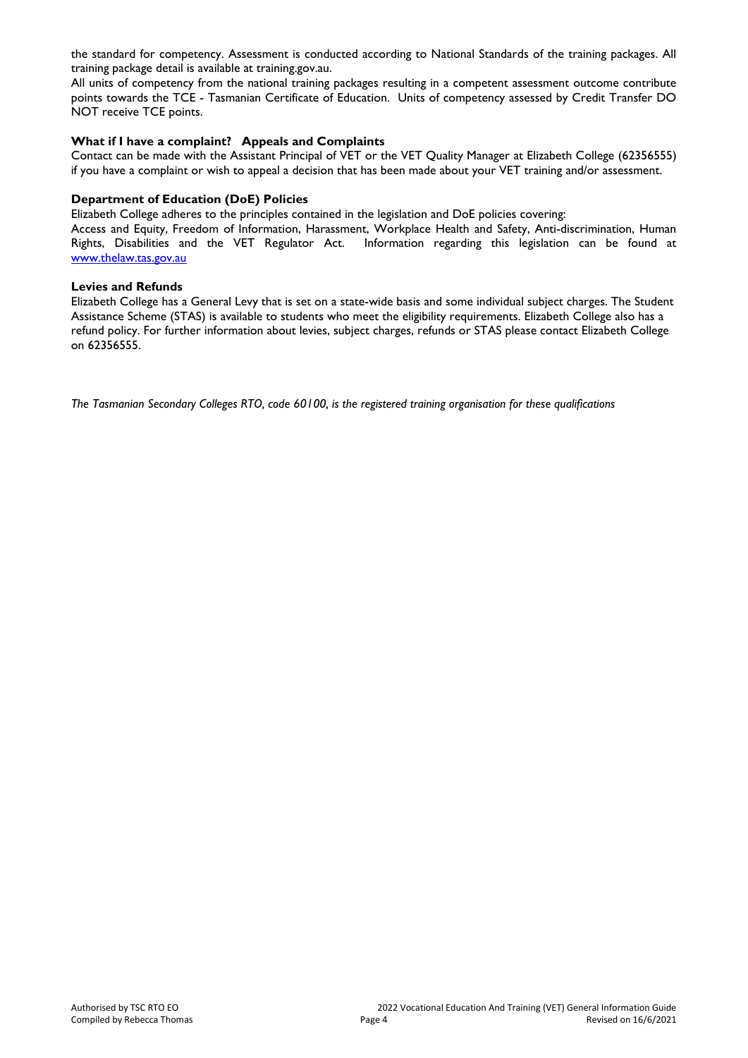the standard for competency. Assessment is conducted according to National Standards of the training packages. All training package detail is available at training.gov.au.

All units of competency from the national training packages resulting in a competent assessment outcome contribute points towards the TCE - Tasmanian Certificate of Education. Units of competency assessed by Credit Transfer DO NOT receive TCE points.

**What if I have a complaint? Appeals and Complaints**

Contact can be made with the Assistant Principal of VET or the VET Quality Manager at Elizabeth College (62356555) if you have a complaint or wish to appeal a decision that has been made about your VET training and/or assessment.

**Department of Education (DoE) Policies**

Elizabeth College adheres to the principles contained in the legislation and DoE policies covering:

Access and Equity, Freedom of Information, Harassment, Workplace Health and Safety, Anti-discrimination, Human Rights, Disabilities and the VET Regulator Act. Information regarding this legislation can be found at [www.thelaw.tas.gov.au](www.thelaw.tas.gov.au)

**Levies and Refunds**

Elizabeth College has a General Levy that is set on a state-wide basis and some individual subject charges. The Student Assistance Scheme (STAS) is available to students who meet the eligibility requirements. Elizabeth College also has a refund policy. For further information about levies, subject charges, refunds or STAS please contact Elizabeth College on 62356555.

*The Tasmanian Secondary Colleges RTO, code 60100, is the registered training organisation for these qualifications*